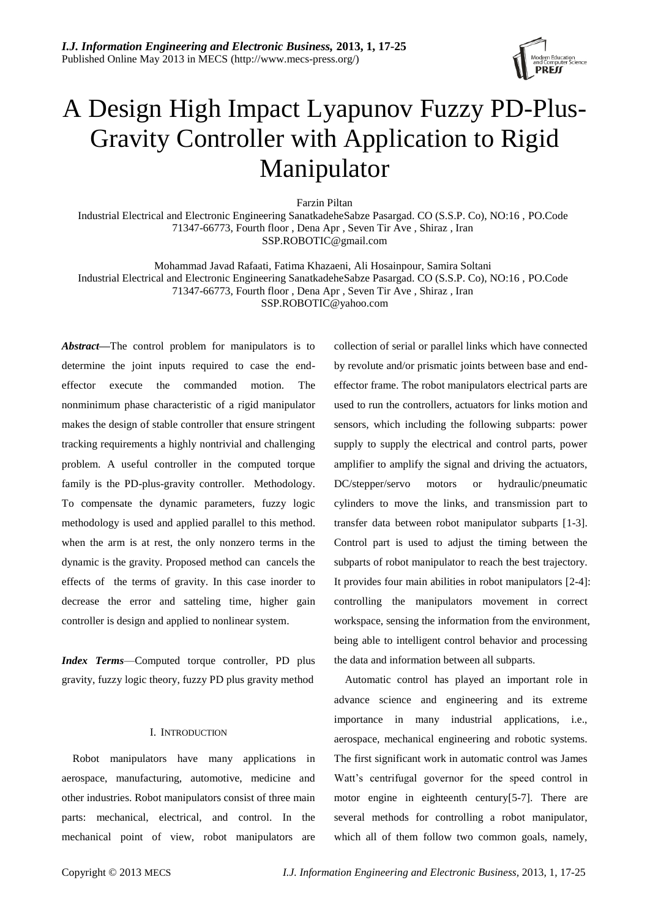# A Design High Impact Lyapunov Fuzzy PD-Plus-Gravity Controller with Application to Rigid Manipulator

Farzin Piltan

Industrial Electrical and Electronic Engineering SanatkadeheSabze Pasargad. CO (S.S.P. Co), NO:16 , PO.Code 71347-66773, Fourth floor , Dena Apr , Seven Tir Ave , Shiraz , Iran

SSP.ROBOTIC@gmail.com

Mohammad Javad Rafaati, Fatima Khazaeni, Ali Hosainpour, Samira Soltani

Industrial Electrical and Electronic Engineering SanatkadeheSabze Pasargad. CO (S.S.P. Co), NO:16 , PO.Code 71347-66773, Fourth floor , Dena Apr , Seven Tir Ave , Shiraz , Iran

SSP.ROBOTIC@yahoo.com

***Abstract*****—**The control problem for manipulators is to determine the joint inputs required to case the end-effector execute the commanded motion. The nonminimum phase characteristic of a rigid manipulator makes the design of stable controller that ensure stringent tracking requirements a highly nontrivial and challenging problem. A useful controller in the computed torque family is the PD-plus-gravity controller. Methodology. To compensate the dynamic parameters, fuzzy logic methodology is used and applied parallel to this method. when the arm is at rest, the only nonzero terms in the dynamic is the gravity. Proposed method can cancels the effects of the terms of gravity. In this case inorder to decrease the error and satteling time, higher gain controller is design and applied to nonlinear system.

***Index Terms***—Computed torque controller, PD plus gravity, fuzzy logic theory, fuzzy PD plus gravity method

## I. INTRODUCTION

Robot manipulators have many applications in aerospace, manufacturing, automotive, medicine and other industries. Robot manipulators consist of three main parts: mechanical, electrical, and control. In the mechanical point of view, robot manipulators are collection of serial or parallel links which have connected by revolute and/or prismatic joints between base and end-effector frame. The robot manipulators electrical parts are used to run the controllers, actuators for links motion and sensors, which including the following subparts: power supply to supply the electrical and control parts, power amplifier to amplify the signal and driving the actuators, DC/stepper/servo motors or hydraulic/pneumatic cylinders to move the links, and transmission part to transfer data between robot manipulator subparts [1-3]. Control part is used to adjust the timing between the subparts of robot manipulator to reach the best trajectory. It provides four main abilities in robot manipulators [2-4]: controlling the manipulators movement in correct workspace, sensing the information from the environment, being able to intelligent control behavior and processing the data and information between all subparts.

Automatic control has played an important role in advance science and engineering and its extreme importance in many industrial applications, i.e., aerospace, mechanical engineering and robotic systems. The first significant work in automatic control was James Watt's centrifugal governor for the speed control in motor engine in eighteenth century[5-7]. There are several methods for controlling a robot manipulator, which all of them follow two common goals, namely,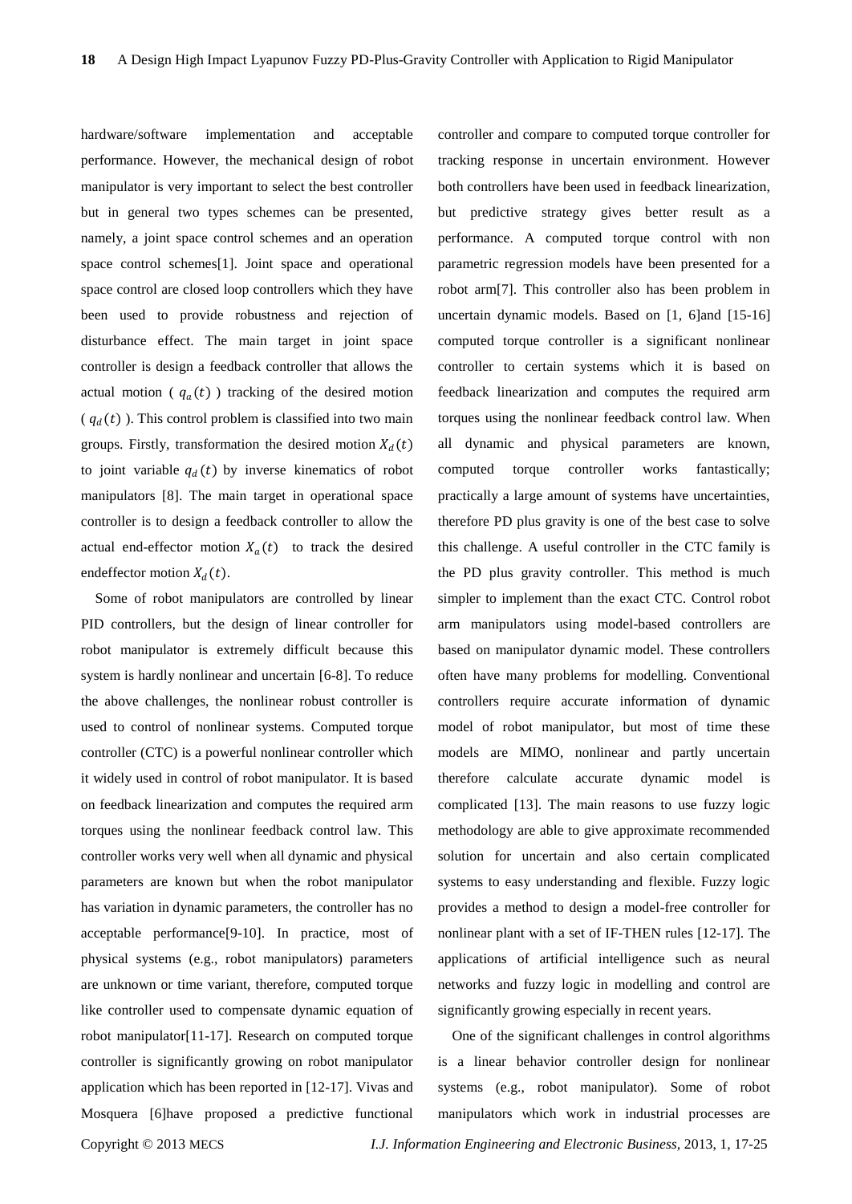hardware/software implementation and acceptable performance. However, the mechanical design of robot manipulator is very important to select the best controller but in general two types schemes can be presented, namely, a joint space control schemes and an operation space control schemes[1]. Joint space and operational space control are closed loop controllers which they have been used to provide robustness and rejection of disturbance effect. The main target in joint space controller is design a feedback controller that allows the actual motion ( $q_a(t)$ ) tracking of the desired motion ( $q_d(t)$ ). This control problem is classified into two main groups. Firstly, transformation the desired motion $X_d(t)$ to joint variable $q_d(t)$ by inverse kinematics of robot manipulators [8]. The main target in operational space controller is to design a feedback controller to allow the actual end-effector motion $X_a(t)$ to track the desired endeffector motion $X_d(t)$.

Some of robot manipulators are controlled by linear PID controllers, but the design of linear controller for robot manipulator is extremely difficult because this system is hardly nonlinear and uncertain [6-8]. To reduce the above challenges, the nonlinear robust controller is used to control of nonlinear systems. Computed torque controller (CTC) is a powerful nonlinear controller which it widely used in control of robot manipulator. It is based on feedback linearization and computes the required arm torques using the nonlinear feedback control law. This controller works very well when all dynamic and physical parameters are known but when the robot manipulator has variation in dynamic parameters, the controller has no acceptable performance[9-10]. In practice, most of physical systems (e.g., robot manipulators) parameters are unknown or time variant, therefore, computed torque like controller used to compensate dynamic equation of robot manipulator[11-17]. Research on computed torque controller is significantly growing on robot manipulator application which has been reported in [12-17]. Vivas and Mosquera [6]have proposed a predictive functional controller and compare to computed torque controller for tracking response in uncertain environment. However both controllers have been used in feedback linearization, but predictive strategy gives better result as a performance. A computed torque control with non parametric regression models have been presented for a robot arm[7]. This controller also has been problem in uncertain dynamic models. Based on [1, 6]and [15-16] computed torque controller is a significant nonlinear controller to certain systems which it is based on feedback linearization and computes the required arm torques using the nonlinear feedback control law. When all dynamic and physical parameters are known, computed torque controller works fantastically; practically a large amount of systems have uncertainties, therefore PD plus gravity is one of the best case to solve this challenge. A useful controller in the CTC family is the PD plus gravity controller. This method is much simpler to implement than the exact CTC. Control robot arm manipulators using model-based controllers are based on manipulator dynamic model. These controllers often have many problems for modelling. Conventional controllers require accurate information of dynamic model of robot manipulator, but most of time these models are MIMO, nonlinear and partly uncertain therefore calculate accurate dynamic model is complicated [13]. The main reasons to use fuzzy logic methodology are able to give approximate recommended solution for uncertain and also certain complicated systems to easy understanding and flexible. Fuzzy logic provides a method to design a model-free controller for nonlinear plant with a set of IF-THEN rules [12-17]. The applications of artificial intelligence such as neural networks and fuzzy logic in modelling and control are significantly growing especially in recent years.

One of the significant challenges in control algorithms is a linear behavior controller design for nonlinear systems (e.g., robot manipulator). Some of robot manipulators which work in industrial processes are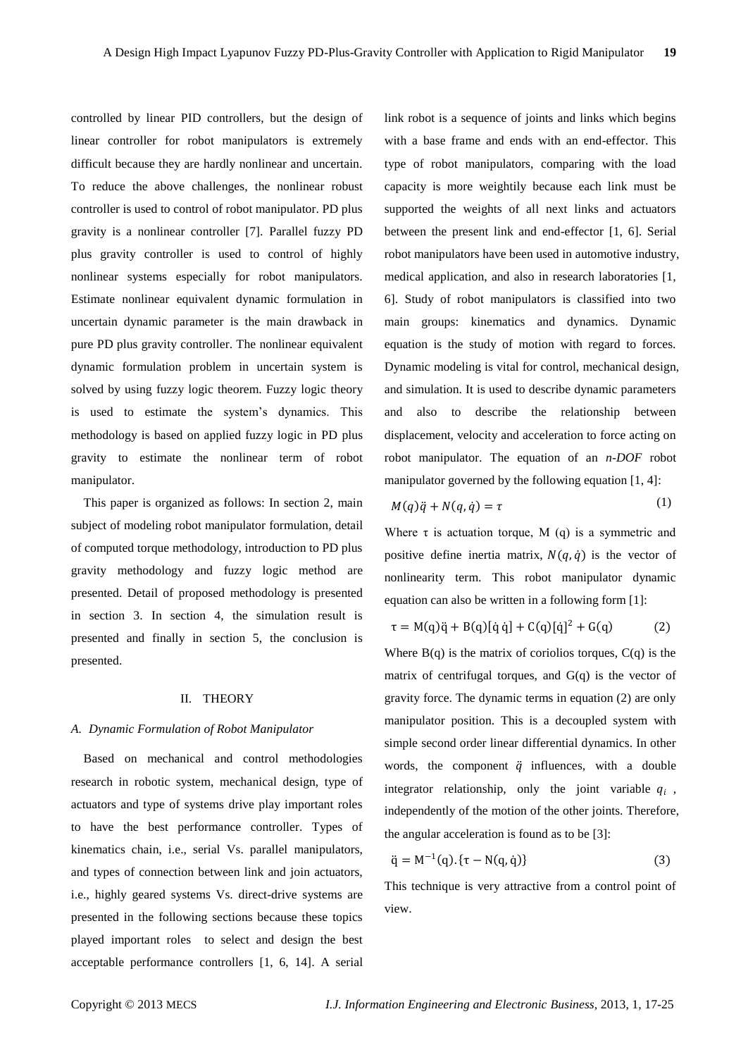controlled by linear PID controllers, but the design of linear controller for robot manipulators is extremely difficult because they are hardly nonlinear and uncertain. To reduce the above challenges, the nonlinear robust controller is used to control of robot manipulator. PD plus gravity is a nonlinear controller [7]. Parallel fuzzy PD plus gravity controller is used to control of highly nonlinear systems especially for robot manipulators. Estimate nonlinear equivalent dynamic formulation in uncertain dynamic parameter is the main drawback in pure PD plus gravity controller. The nonlinear equivalent dynamic formulation problem in uncertain system is solved by using fuzzy logic theorem. Fuzzy logic theory is used to estimate the system's dynamics. This methodology is based on applied fuzzy logic in PD plus gravity to estimate the nonlinear term of robot manipulator.

This paper is organized as follows: In section 2, main subject of modeling robot manipulator formulation, detail of computed torque methodology, introduction to PD plus gravity methodology and fuzzy logic method are presented. Detail of proposed methodology is presented in section 3. In section 4, the simulation result is presented and finally in section 5, the conclusion is presented.

## II. THEORY

### *A. Dynamic Formulation of Robot Manipulator*

Based on mechanical and control methodologies research in robotic system, mechanical design, type of actuators and type of systems drive play important roles to have the best performance controller. Types of kinematics chain, i.e., serial Vs. parallel manipulators, and types of connection between link and join actuators, i.e., highly geared systems Vs. direct-drive systems are presented in the following sections because these topics played important roles to select and design the best acceptable performance controllers [1, 6, 14]. A serial link robot is a sequence of joints and links which begins with a base frame and ends with an end-effector. This type of robot manipulators, comparing with the load capacity is more weightily because each link must be supported the weights of all next links and actuators between the present link and end-effector [1, 6]. Serial robot manipulators have been used in automotive industry, medical application, and also in research laboratories [1, 6]. Study of robot manipulators is classified into two main groups: kinematics and dynamics. Dynamic equation is the study of motion with regard to forces. Dynamic modeling is vital for control, mechanical design, and simulation. It is used to describe dynamic parameters and also to describe the relationship between displacement, velocity and acceleration to force acting on robot manipulator. The equation of an *n-DOF* robot manipulator governed by the following equation [1, 4]:

$$M(q)\ddot{q} + N(q,\dot{q}) = \tau \tag{1}$$

Where $\tau$ is actuation torque, M (q) is a symmetric and positive define inertia matrix, $N(q,\dot{q})$ is the vector of nonlinearity term. This robot manipulator dynamic equation can also be written in a following form [1]:

$$\tau = M(q)\ddot{q} + B(q)[\dot{q}\,\dot{q}] + C(q)[\dot{q}]^2 + G(q) \tag{2}$$

Where B(q) is the matrix of coriolios torques, C(q) is the matrix of centrifugal torques, and G(q) is the vector of gravity force. The dynamic terms in equation (2) are only manipulator position. This is a decoupled system with simple second order linear differential dynamics. In other words, the component $\ddot{q}$ influences, with a double integrator relationship, only the joint variable $q_i$, independently of the motion of the other joints. Therefore, the angular acceleration is found as to be [3]:

$$\ddot{q} = M^{-1}(q).\{\tau - N(q,\dot{q})\} \tag{3}$$

This technique is very attractive from a control point of view.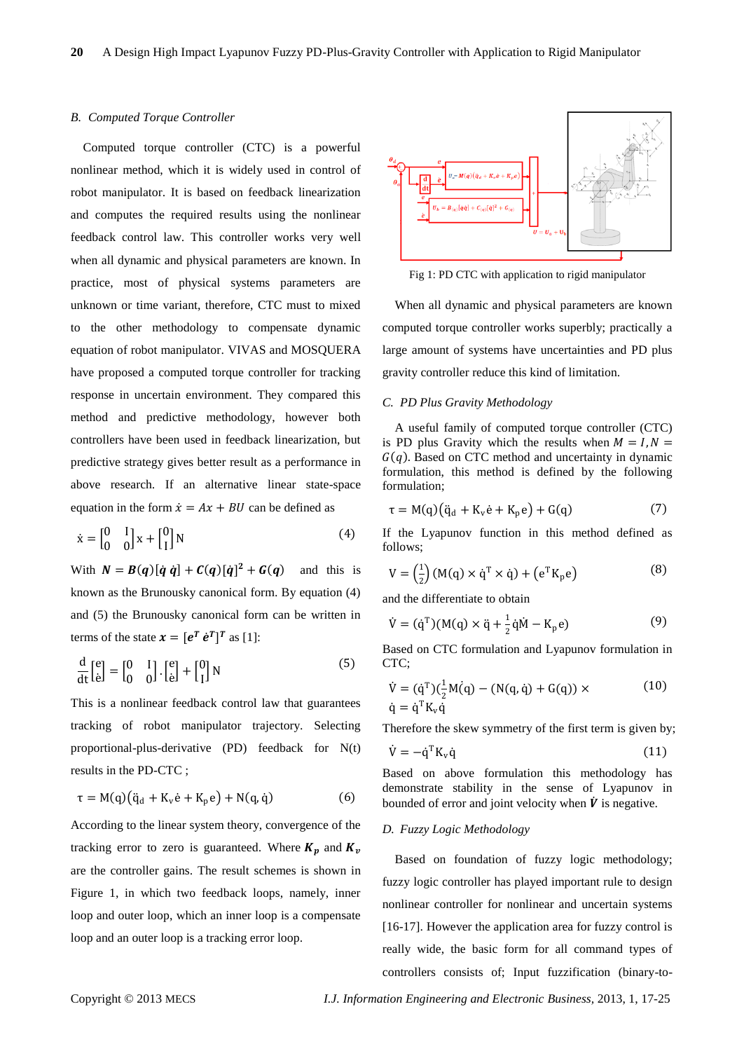### B. Computed Torque Controller

Computed torque controller (CTC) is a powerful nonlinear method, which it is widely used in control of robot manipulator. It is based on feedback linearization and computes the required results using the nonlinear feedback control law. This controller works very well when all dynamic and physical parameters are known. In practice, most of physical systems parameters are unknown or time variant, therefore, CTC must to mixed to the other methodology to compensate dynamic equation of robot manipulator. VIVAS and MOSQUERA have proposed a computed torque controller for tracking response in uncertain environment. They compared this method and predictive methodology, however both controllers have been used in feedback linearization, but predictive strategy gives better result as a performance in above research. If an alternative linear state-space equation in the form $\dot{x} = Ax + BU$ can be defined as

$$\dot{x} = \begin{bmatrix} 0 & I \\ 0 & 0 \end{bmatrix} x + \begin{bmatrix} 0 \\ I \end{bmatrix} N \tag{4}$$

With $\boldsymbol{N} = \boldsymbol{B}(\boldsymbol{q})[\dot{\boldsymbol{q}}\ \dot{\boldsymbol{q}}] + \boldsymbol{C}(\boldsymbol{q})[\dot{\boldsymbol{q}}]^2 + \boldsymbol{G}(\boldsymbol{q})$ and this is known as the Brunousky canonical form. By equation (4) and (5) the Brunousky canonical form can be written in terms of the state $\boldsymbol{x} = [\boldsymbol{e}^T\ \dot{\boldsymbol{e}}^T]^T$ as [1]:

$$\frac{d}{dt}\begin{bmatrix} e \\ \dot{e} \end{bmatrix} = \begin{bmatrix} 0 & I \\ 0 & 0 \end{bmatrix} \cdot \begin{bmatrix} e \\ \dot{e} \end{bmatrix} + \begin{bmatrix} 0 \\ I \end{bmatrix} N \tag{5}$$

This is a nonlinear feedback control law that guarantees tracking of robot manipulator trajectory. Selecting proportional-plus-derivative (PD) feedback for N(t) results in the PD-CTC ;

$$\tau = M(q)\left(\ddot{q}_d + K_v \dot{e} + K_p e\right) + N(q, \dot{q}) \tag{6}$$

According to the linear system theory, convergence of the tracking error to zero is guaranteed. Where $\boldsymbol{K_p}$ and $\boldsymbol{K_v}$ are the controller gains. The result schemes is shown in Figure 1, in which two feedback loops, namely, inner loop and outer loop, which an inner loop is a compensate loop and an outer loop is a tracking error loop.

Fig 1: PD CTC with application to rigid manipulator

When all dynamic and physical parameters are known computed torque controller works superbly; practically a large amount of systems have uncertainties and PD plus gravity controller reduce this kind of limitation.

### C. PD Plus Gravity Methodology

A useful family of computed torque controller (CTC) is PD plus Gravity which the results when $M = I, N = G(q)$. Based on CTC method and uncertainty in dynamic formulation, this method is defined by the following formulation;

$$\tau = M(q)\left(\ddot{q}_d + K_v \dot{e} + K_p e\right) + G(q) \tag{7}$$

If the Lyapunov function in this method defined as follows;

$$V = \left(\frac{1}{2}\right)\left(M(q) \times \dot{q}^T \times \dot{q}\right) + \left(e^T K_p e\right) \tag{8}$$

and the differentiate to obtain

$$\dot{V} = (\dot{q}^T)(M(q) \times \ddot{q} + \tfrac{1}{2}\dot{q}\dot{M} - K_p e) \tag{9}$$

Based on CTC formulation and Lyapunov formulation in CTC;

$$\dot{V} = (\dot{q}^T)(\tfrac{1}{2}\dot{M}(q) - (N(q, \dot{q}) + G(q)) \times \dot{q} = \dot{q}^T K_v \dot{q} \tag{10}$$

Therefore the skew symmetry of the first term is given by;

$$\dot{V} = -\dot{q}^T K_v \dot{q} \tag{11}$$

Based on above formulation this methodology has demonstrate stability in the sense of Lyapunov in bounded of error and joint velocity when $\dot{\boldsymbol{V}}$ is negative.

### D. Fuzzy Logic Methodology

Based on foundation of fuzzy logic methodology; fuzzy logic controller has played important rule to design nonlinear controller for nonlinear and uncertain systems [16-17]. However the application area for fuzzy control is really wide, the basic form for all command types of controllers consists of; Input fuzzification (binary-to-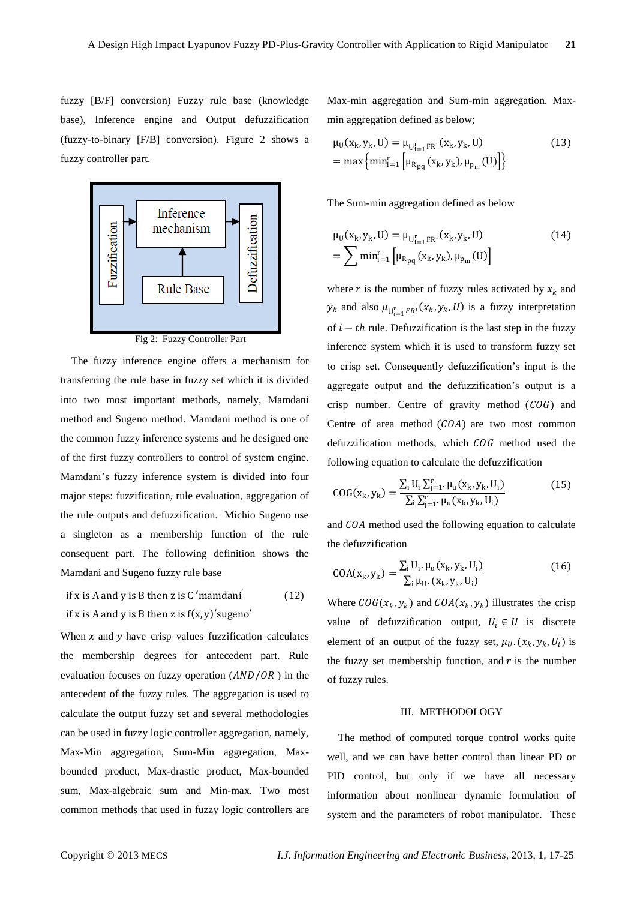fuzzy [B/F] conversion) Fuzzy rule base (knowledge base), Inference engine and Output defuzzification (fuzzy-to-binary [F/B] conversion). Figure 2 shows a fuzzy controller part.

Fig 2: Fuzzy Controller Part

The fuzzy inference engine offers a mechanism for transferring the rule base in fuzzy set which it is divided into two most important methods, namely, Mamdani method and Sugeno method. Mamdani method is one of the common fuzzy inference systems and he designed one of the first fuzzy controllers to control of system engine. Mamdani's fuzzy inference system is divided into four major steps: fuzzification, rule evaluation, aggregation of the rule outputs and defuzzification. Michio Sugeno use a singleton as a membership function of the rule consequent part. The following definition shows the Mamdani and Sugeno fuzzy rule base

$$\text{if x is A and y is B then z is C 'mamdani'} \quad (12)$$
$$\text{if x is A and y is B then z is f(x,y) 'sugeno'}$$

When $x$ and $y$ have crisp values fuzzification calculates the membership degrees for antecedent part. Rule evaluation focuses on fuzzy operation ($AND/OR$) in the antecedent of the fuzzy rules. The aggregation is used to calculate the output fuzzy set and several methodologies can be used in fuzzy logic controller aggregation, namely, Max-Min aggregation, Sum-Min aggregation, Max-bounded product, Max-drastic product, Max-bounded sum, Max-algebraic sum and Min-max. Two most common methods that used in fuzzy logic controllers are Max-min aggregation and Sum-min aggregation. Max-min aggregation defined as below;

$$\mu_U(x_k, y_k, U) = \mu_{\bigcup_{i=1}^{r} FR^i}(x_k, y_k, U) \quad (13)$$
$$= \max\left\{\min_{i=1}^{r}\left[\mu_{R_{pq}}(x_k, y_k), \mu_{p_m}(U)\right]\right\}$$

The Sum-min aggregation defined as below

$$\mu_U(x_k, y_k, U) = \mu_{\bigcup_{i=1}^{r} FR^i}(x_k, y_k, U) \quad (14)$$
$$= \sum \min_{i=1}^{r}\left[\mu_{R_{pq}}(x_k, y_k), \mu_{p_m}(U)\right]$$

where $r$ is the number of fuzzy rules activated by $x_k$ and $y_k$ and also $\mu_{\bigcup_{i=1}^{r} FR^i}(x_k, y_k, U)$ is a fuzzy interpretation of $i-th$ rule. Defuzzification is the last step in the fuzzy inference system which it is used to transform fuzzy set to crisp set. Consequently defuzzification's input is the aggregate output and the defuzzification's output is a crisp number. Centre of gravity method ($COG$) and Centre of area method ($COA$) are two most common defuzzification methods, which $COG$ method used the following equation to calculate the defuzzification

$$COG(x_k, y_k) = \frac{\sum_i U_i \sum_{j=1}^{r} \cdot \mu_u(x_k, y_k, U_i)}{\sum_i \sum_{j=1}^{r} \cdot \mu_u(x_k, y_k, U_i)} \quad (15)$$

and $COA$ method used the following equation to calculate the defuzzification

$$COA(x_k, y_k) = \frac{\sum_i U_i \cdot \mu_u(x_k, y_k, U_i)}{\sum_i \mu_U \cdot (x_k, y_k, U_i)} \quad (16)$$

Where $COG(x_k, y_k)$ and $COA(x_k, y_k)$ illustrates the crisp value of defuzzification output, $U_i \in U$ is discrete element of an output of the fuzzy set, $\mu_U \cdot (x_k, y_k, U_i)$ is the fuzzy set membership function, and $r$ is the number of fuzzy rules.

## III. METHODOLOGY

The method of computed torque control works quite well, and we can have better control than linear PD or PID control, but only if we have all necessary information about nonlinear dynamic formulation of system and the parameters of robot manipulator. These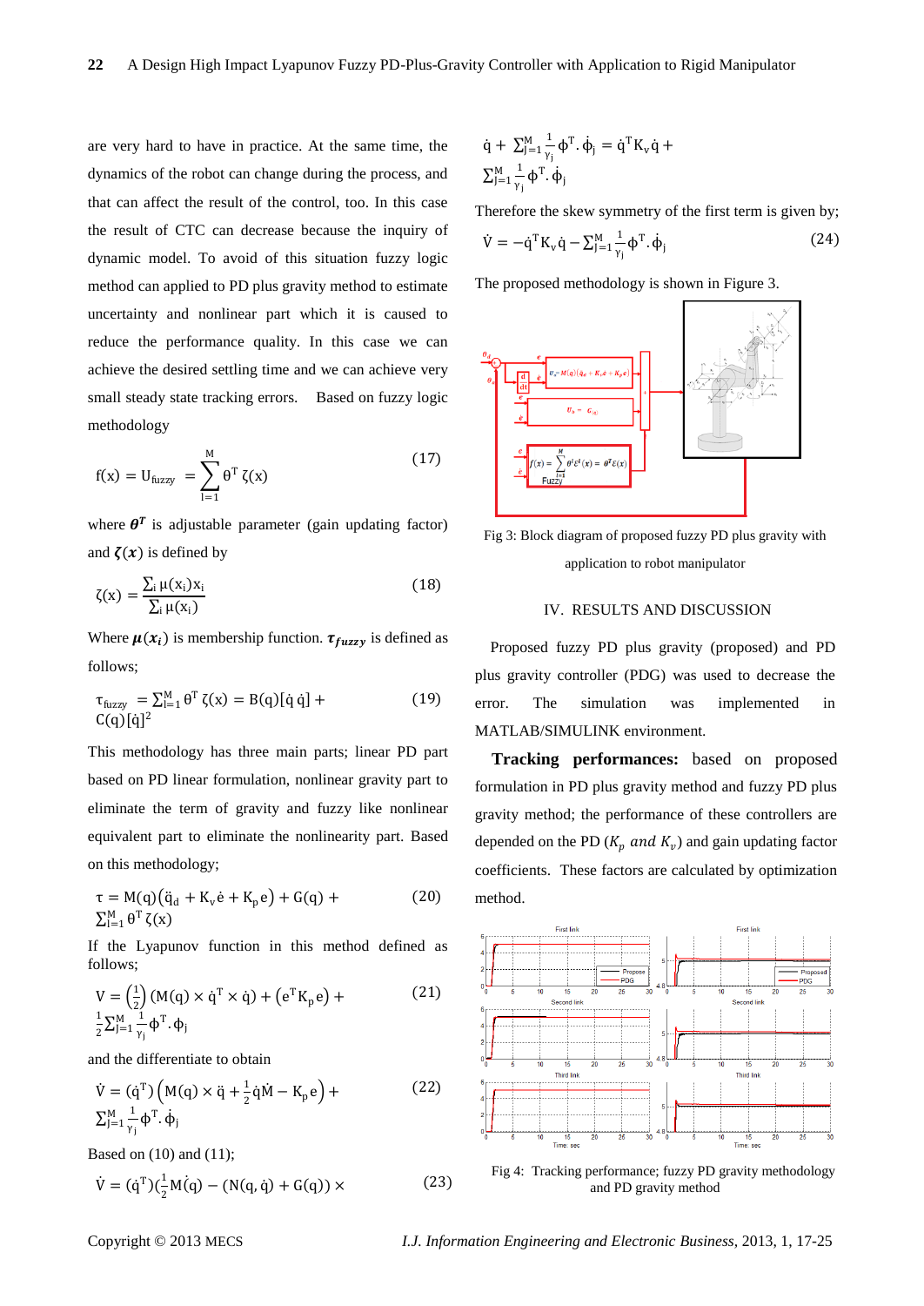are very hard to have in practice. At the same time, the dynamics of the robot can change during the process, and that can affect the result of the control, too. In this case the result of CTC can decrease because the inquiry of dynamic model. To avoid of this situation fuzzy logic method can applied to PD plus gravity method to estimate uncertainty and nonlinear part which it is caused to reduce the performance quality. In this case we can achieve the desired settling time and we can achieve very small steady state tracking errors. Based on fuzzy logic methodology

$$f(x) = U_{fuzzy} = \sum_{l=1}^{M} \theta^T \zeta(x) \tag{17}$$

where $\boldsymbol{\theta}^T$ is adjustable parameter (gain updating factor) and $\boldsymbol{\zeta}(\boldsymbol{x})$ is defined by

$$\zeta(x) = \frac{\sum_i \mu(x_i) x_i}{\sum_i \mu(x_i)} \tag{18}$$

Where $\boldsymbol{\mu}(\boldsymbol{x_i})$ is membership function. $\boldsymbol{\tau_{fuzzy}}$ is defined as follows;

$$\tau_{fuzzy} = \sum_{l=1}^{M} \theta^T \zeta(x) = B(q)[\dot{q}\,\dot{q}] + C(q)[\dot{q}]^2 \tag{19}$$

This methodology has three main parts; linear PD part based on PD linear formulation, nonlinear gravity part to eliminate the term of gravity and fuzzy like nonlinear equivalent part to eliminate the nonlinearity part. Based on this methodology;

$$\tau = M(q)\left(\ddot{q}_d + K_v \dot{e} + K_p e\right) + G(q) + \sum_{l=1}^{M} \theta^T \zeta(x) \tag{20}$$

If the Lyapunov function in this method defined as follows;

$$V = \left(\frac{1}{2}\right)\left(M(q) \times \dot{q}^T \times \dot{q}\right) + \left(e^T K_p e\right) + \frac{1}{2}\sum_{j=1}^{M} \frac{1}{\gamma_j} \phi^T . \phi_j \tag{21}$$

and the differentiate to obtain

$$\dot{V} = \left(\dot{q}^T\right)\left(M(q) \times \ddot{q} + \frac{1}{2}\dot{q}\dot{M} - K_p e\right) + \sum_{j=1}^{M} \frac{1}{\gamma_j} \phi^T . \dot{\phi}_j \tag{22}$$

Based on (10) and (11);

$$\dot{V} = \left(\dot{q}^T\right)\left(\frac{1}{2}\dot{M}(q) - \left(N(q,\dot{q}) + G(q)\right) \times \dot{q} + \sum_{j=1}^{M} \frac{1}{\gamma_j} \phi^T . \dot{\phi}_j = \dot{q}^T K_v \dot{q} + \sum_{j=1}^{M} \frac{1}{\gamma_j} \phi^T . \dot{\phi}_j \tag{23}$$

Therefore the skew symmetry of the first term is given by;

$$\dot{V} = -\dot{q}^T K_v \dot{q} - \sum_{j=1}^{M} \frac{1}{\gamma_j} \phi^T . \dot{\phi}_j \tag{24}$$

The proposed methodology is shown in Figure 3.

Fig 3: Block diagram of proposed fuzzy PD plus gravity with application to robot manipulator

## IV. RESULTS AND DISCUSSION

Proposed fuzzy PD plus gravity (proposed) and PD plus gravity controller (PDG) was used to decrease the error. The simulation was implemented in MATLAB/SIMULINK environment.

**Tracking performances:** based on proposed formulation in PD plus gravity method and fuzzy PD plus gravity method; the performance of these controllers are depended on the PD ($K_p$ *and* $K_v$) and gain updating factor coefficients. These factors are calculated by optimization method.

Fig 4: Tracking performance; fuzzy PD gravity methodology and PD gravity method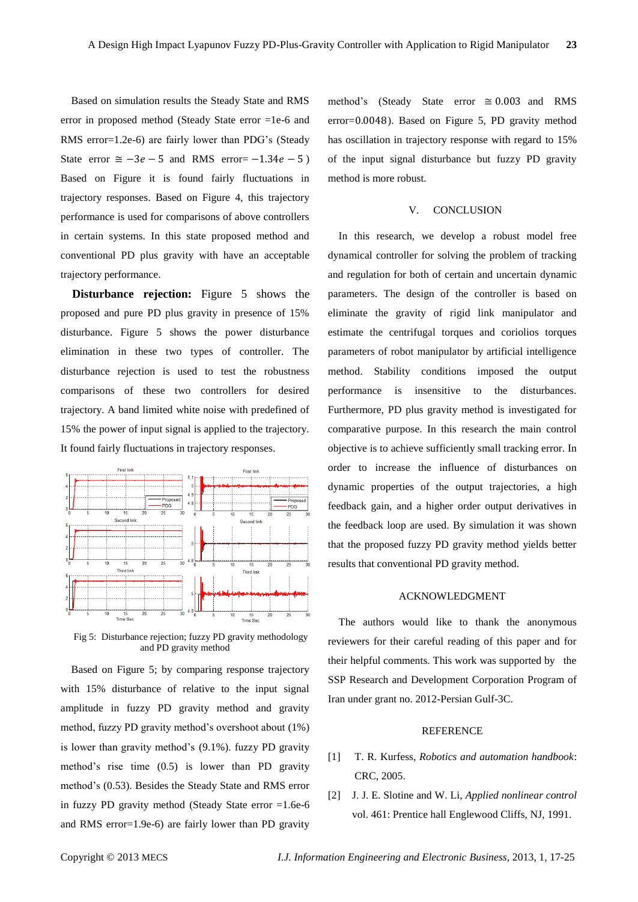Based on simulation results the Steady State and RMS error in proposed method (Steady State error =1e-6 and RMS error=1.2e-6) are fairly lower than PDG's (Steady State error $\cong -3e-5$ and RMS error$= -1.34e-5$) Based on Figure it is found fairly fluctuations in trajectory responses. Based on Figure 4, this trajectory performance is used for comparisons of above controllers in certain systems. In this state proposed method and conventional PD plus gravity with have an acceptable trajectory performance.

**Disturbance rejection:** Figure 5 shows the proposed and pure PD plus gravity in presence of 15% disturbance. Figure 5 shows the power disturbance elimination in these two types of controller. The disturbance rejection is used to test the robustness comparisons of these two controllers for desired trajectory. A band limited white noise with predefined of 15% the power of input signal is applied to the trajectory. It found fairly fluctuations in trajectory responses.

Fig 5: Disturbance rejection; fuzzy PD gravity methodology and PD gravity method

Based on Figure 5; by comparing response trajectory with 15% disturbance of relative to the input signal amplitude in fuzzy PD gravity method and gravity method, fuzzy PD gravity method's overshoot about (1%) is lower than gravity method's (9.1%). fuzzy PD gravity method's rise time (0.5) is lower than PD gravity method's (0.53). Besides the Steady State and RMS error in fuzzy PD gravity method (Steady State error =1.6e-6 and RMS error=1.9e-6) are fairly lower than PD gravity method's (Steady State error $\cong 0.003$ and RMS error=0.0048). Based on Figure 5, PD gravity method has oscillation in trajectory response with regard to 15% of the input signal disturbance but fuzzy PD gravity method is more robust.

## V. CONCLUSION

In this research, we develop a robust model free dynamical controller for solving the problem of tracking and regulation for both of certain and uncertain dynamic parameters. The design of the controller is based on eliminate the gravity of rigid link manipulator and estimate the centrifugal torques and coriolios torques parameters of robot manipulator by artificial intelligence method. Stability conditions imposed the output performance is insensitive to the disturbances. Furthermore, PD plus gravity method is investigated for comparative purpose. In this research the main control objective is to achieve sufficiently small tracking error. In order to increase the influence of disturbances on dynamic properties of the output trajectories, a high feedback gain, and a higher order output derivatives in the feedback loop are used. By simulation it was shown that the proposed fuzzy PD gravity method yields better results that conventional PD gravity method.

## ACKNOWLEDGMENT

The authors would like to thank the anonymous reviewers for their careful reading of this paper and for their helpful comments. This work was supported by the SSP Research and Development Corporation Program of Iran under grant no. 2012-Persian Gulf-3C.

## REFERENCE

[1] T. R. Kurfess, *Robotics and automation handbook*: CRC, 2005.

[2] J. J. E. Slotine and W. Li, *Applied nonlinear control* vol. 461: Prentice hall Englewood Cliffs, NJ, 1991.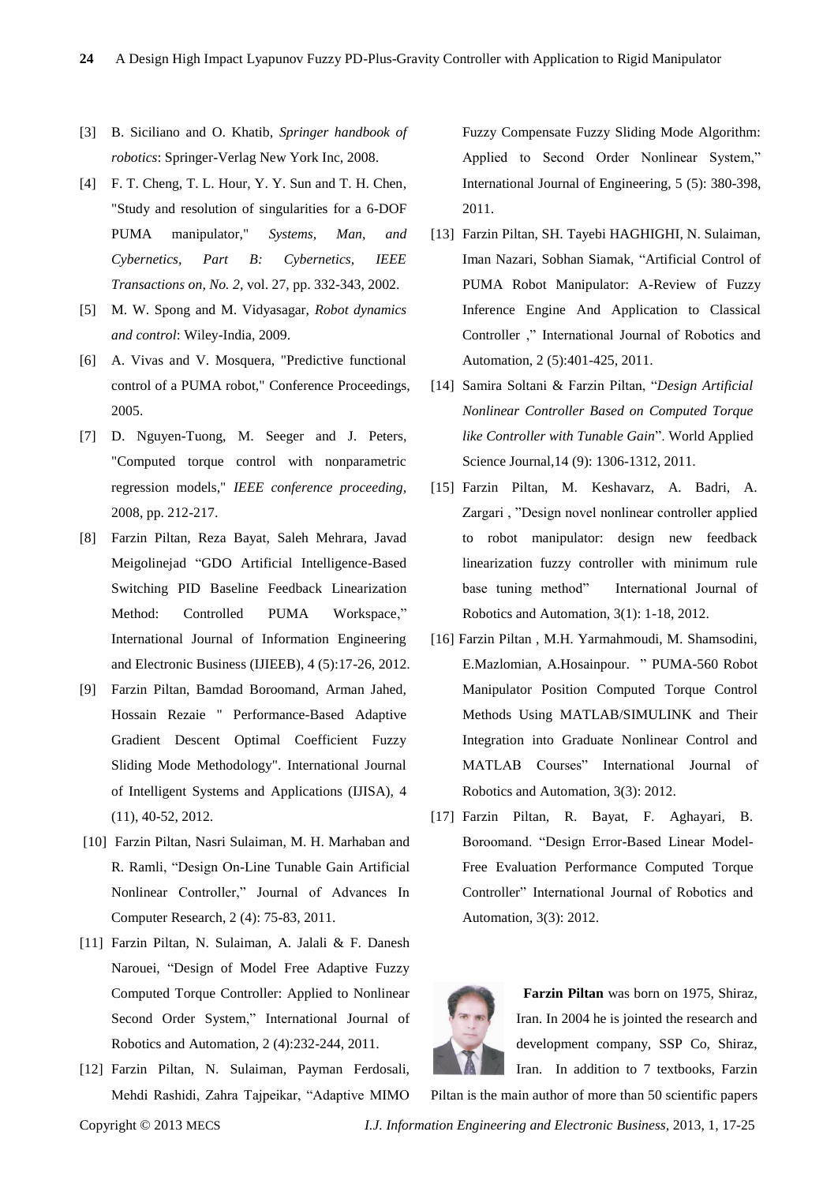[3] B. Siciliano and O. Khatib, *Springer handbook of robotics*: Springer-Verlag New York Inc, 2008.

[4] F. T. Cheng, T. L. Hour, Y. Y. Sun and T. H. Chen, "Study and resolution of singularities for a 6-DOF PUMA manipulator," *Systems, Man, and Cybernetics, Part B: Cybernetics, IEEE Transactions on, No. 2*, vol. 27, pp. 332-343, 2002.

[5] M. W. Spong and M. Vidyasagar, *Robot dynamics and control*: Wiley-India, 2009.

[6] A. Vivas and V. Mosquera, "Predictive functional control of a PUMA robot," Conference Proceedings, 2005.

[7] D. Nguyen-Tuong, M. Seeger and J. Peters, "Computed torque control with nonparametric regression models," *IEEE conference proceeding*, 2008, pp. 212-217.

[8] Farzin Piltan, Reza Bayat, Saleh Mehrara, Javad Meigolinejad "GDO Artificial Intelligence-Based Switching PID Baseline Feedback Linearization Method: Controlled PUMA Workspace," International Journal of Information Engineering and Electronic Business (IJIEEB), 4 (5):17-26, 2012.

[9] Farzin Piltan, Bamdad Boroomand, Arman Jahed, Hossain Rezaie " Performance-Based Adaptive Gradient Descent Optimal Coefficient Fuzzy Sliding Mode Methodology". International Journal of Intelligent Systems and Applications (IJISA), 4 (11), 40-52, 2012.

[10] Farzin Piltan, Nasri Sulaiman, M. H. Marhaban and R. Ramli, "Design On-Line Tunable Gain Artificial Nonlinear Controller," Journal of Advances In Computer Research, 2 (4): 75-83, 2011.

[11] Farzin Piltan, N. Sulaiman, A. Jalali & F. Danesh Narouei, "Design of Model Free Adaptive Fuzzy Computed Torque Controller: Applied to Nonlinear Second Order System," International Journal of Robotics and Automation, 2 (4):232-244, 2011.

[12] Farzin Piltan, N. Sulaiman, Payman Ferdosali, Mehdi Rashidi, Zahra Tajpeikar, "Adaptive MIMO Fuzzy Compensate Fuzzy Sliding Mode Algorithm: Applied to Second Order Nonlinear System," International Journal of Engineering, 5 (5): 380-398, 2011.

[13] Farzin Piltan, SH. Tayebi HAGHIGHI, N. Sulaiman, Iman Nazari, Sobhan Siamak, "Artificial Control of PUMA Robot Manipulator: A-Review of Fuzzy Inference Engine And Application to Classical Controller ," International Journal of Robotics and Automation, 2 (5):401-425, 2011.

[14] Samira Soltani & Farzin Piltan, "*Design Artificial Nonlinear Controller Based on Computed Torque like Controller with Tunable Gain*". World Applied Science Journal,14 (9): 1306-1312, 2011.

[15] Farzin Piltan, M. Keshavarz, A. Badri, A. Zargari , "Design novel nonlinear controller applied to robot manipulator: design new feedback linearization fuzzy controller with minimum rule base tuning method" International Journal of Robotics and Automation, 3(1): 1-18, 2012.

[16] Farzin Piltan , M.H. Yarmahmoudi, M. Shamsodini, E.Mazlomian, A.Hosainpour. " PUMA-560 Robot Manipulator Position Computed Torque Control Methods Using MATLAB/SIMULINK and Their Integration into Graduate Nonlinear Control and MATLAB Courses" International Journal of Robotics and Automation, 3(3): 2012.

[17] Farzin Piltan, R. Bayat, F. Aghayari, B. Boroomand. "Design Error-Based Linear Model-Free Evaluation Performance Computed Torque Controller" International Journal of Robotics and Automation, 3(3): 2012.

**Farzin Piltan** was born on 1975, Shiraz, Iran. In 2004 he is jointed the research and development company, SSP Co, Shiraz, Iran. In addition to 7 textbooks, Farzin Piltan is the main author of more than 50 scientific papers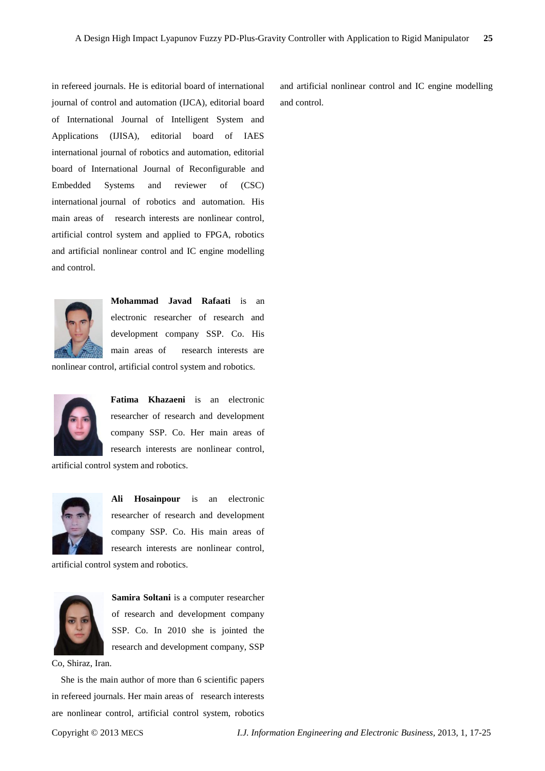in refereed journals. He is editorial board of international journal of control and automation (IJCA), editorial board of International Journal of Intelligent System and Applications (IJISA), editorial board of IAES international journal of robotics and automation, editorial board of International Journal of Reconfigurable and Embedded Systems and reviewer of (CSC) international journal of robotics and automation. His main areas of research interests are nonlinear control, artificial control system and applied to FPGA, robotics and artificial nonlinear control and IC engine modelling and control.

**Mohammad Javad Rafaati** is an electronic researcher of research and development company SSP. Co. His main areas of research interests are nonlinear control, artificial control system and robotics.

**Fatima Khazaeni** is an electronic researcher of research and development company SSP. Co. Her main areas of research interests are nonlinear control, artificial control system and robotics.

**Ali Hosainpour** is an electronic researcher of research and development company SSP. Co. His main areas of research interests are nonlinear control, artificial control system and robotics.

**Samira Soltani** is a computer researcher of research and development company SSP. Co. In 2010 she is jointed the research and development company, SSP Co, Shiraz, Iran.

She is the main author of more than 6 scientific papers in refereed journals. Her main areas of research interests are nonlinear control, artificial control system, robotics and artificial nonlinear control and IC engine modelling and control.